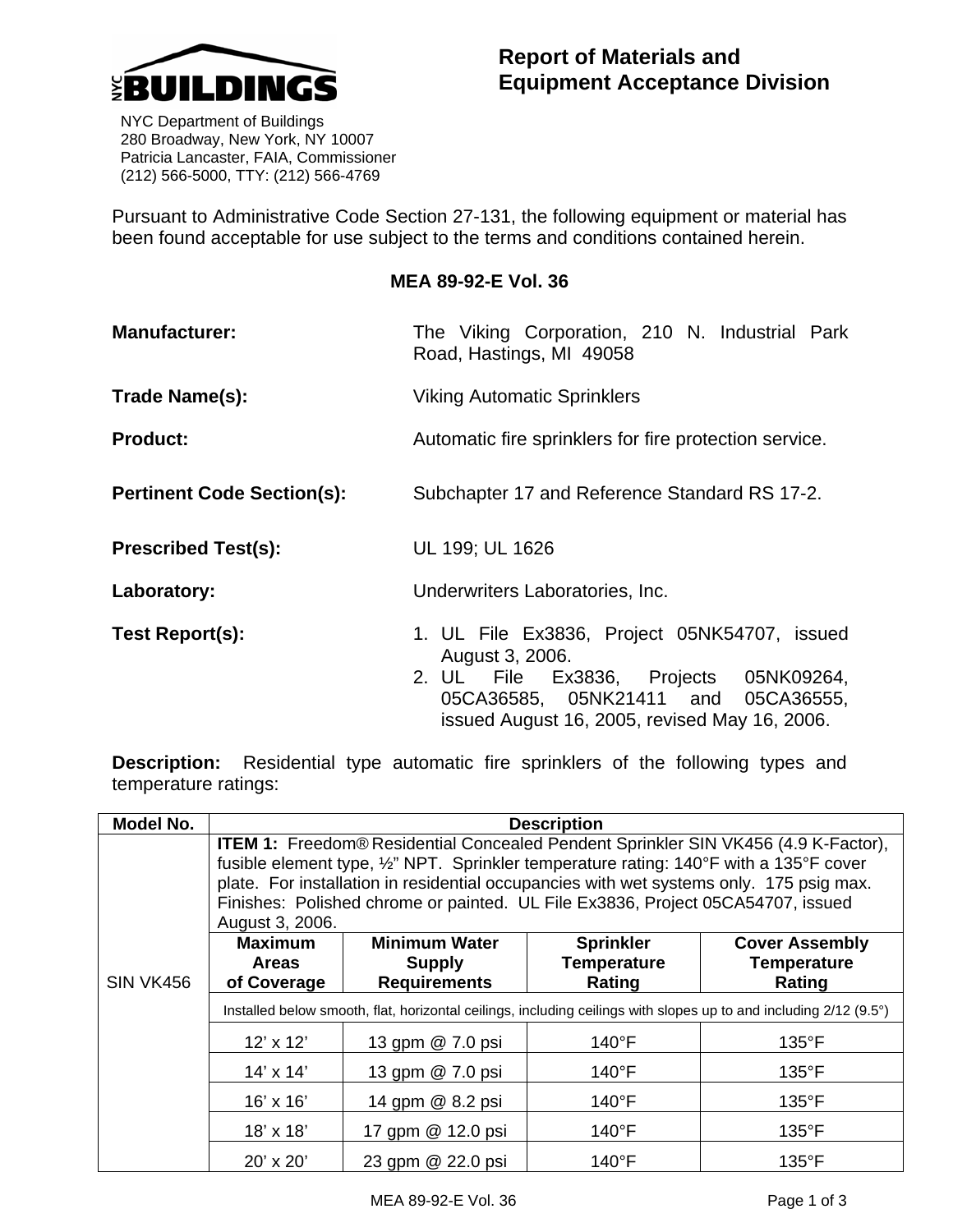NYC BUILDINGS

NYC Department of Buildings
280 Broadway, New York, NY 10007
Patricia Lancaster, FAIA, Commissioner
(212) 566-5000, TTY: (212) 566-4769

# Report of Materials and Equipment Acceptance Division

Pursuant to Administrative Code Section 27-131, the following equipment or material has been found acceptable for use subject to the terms and conditions contained herein.

**MEA 89-92-E Vol. 36**

**Manufacturer:** The Viking Corporation, 210 N. Industrial Park Road, Hastings, MI 49058

**Trade Name(s):** Viking Automatic Sprinklers

**Product:** Automatic fire sprinklers for fire protection service.

**Pertinent Code Section(s):** Subchapter 17 and Reference Standard RS 17-2.

**Prescribed Test(s):** UL 199; UL 1626

**Laboratory:** Underwriters Laboratories, Inc.

**Test Report(s):**

1. UL File Ex3836, Project 05NK54707, issued August 3, 2006.
2. UL File Ex3836, Projects 05NK09264, 05CA36585, 05NK21411 and 05CA36555, issued August 16, 2005, revised May 16, 2006.

**Description:** Residential type automatic fire sprinklers of the following types and temperature ratings:

| Model No. | Description | | | |
|---|---|---|---|---|
| SIN VK456 | **ITEM 1:** Freedom® Residential Concealed Pendent Sprinkler SIN VK456 (4.9 K-Factor), fusible element type, ½" NPT. Sprinkler temperature rating: 140°F with a 135°F cover plate. For installation in residential occupancies with wet systems only. 175 psig max. Finishes: Polished chrome or painted. UL File Ex3836, Project 05CA54707, issued August 3, 2006. | | | |
| | **Maximum Areas of Coverage** | **Minimum Water Supply Requirements** | **Sprinkler Temperature Rating** | **Cover Assembly Temperature Rating** |
| | Installed below smooth, flat, horizontal ceilings, including ceilings with slopes up to and including 2/12 (9.5°) | | | |
| | 12' x 12' | 13 gpm @ 7.0 psi | 140°F | 135°F |
| | 14' x 14' | 13 gpm @ 7.0 psi | 140°F | 135°F |
| | 16' x 16' | 14 gpm @ 8.2 psi | 140°F | 135°F |
| | 18' x 18' | 17 gpm @ 12.0 psi | 140°F | 135°F |
| | 20' x 20' | 23 gpm @ 22.0 psi | 140°F | 135°F |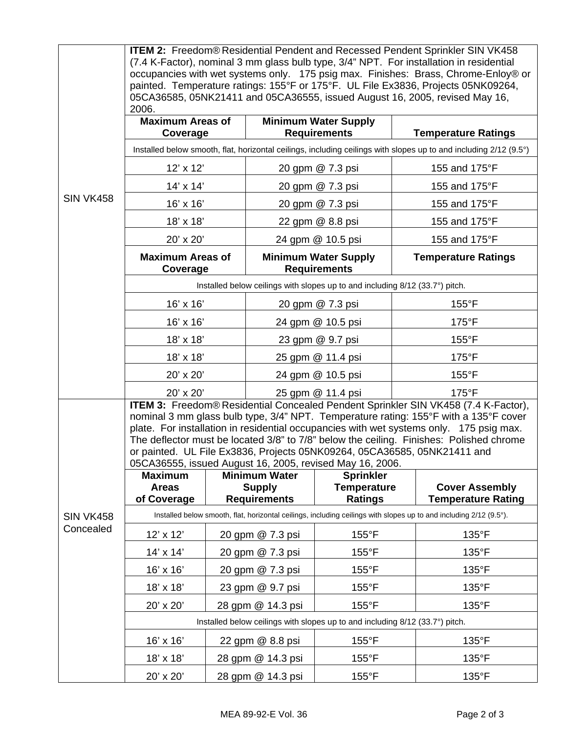| SIN VK458 | **ITEM 2:** Freedom® Residential Pendent and Recessed Pendent Sprinkler SIN VK458 (7.4 K-Factor), nominal 3 mm glass bulb type, 3/4" NPT. For installation in residential occupancies with wet systems only. 175 psig max. Finishes: Brass, Chrome-Enloy® or painted. Temperature ratings: 155°F or 175°F. UL File Ex3836, Projects 05NK09264, 05CA36585, 05NK21411 and 05CA36555, issued August 16, 2005, revised May 16, 2006. | | |
|---|---|---|---|
| | **Maximum Areas of Coverage** | **Minimum Water Supply Requirements** | **Temperature Ratings** |
| | Installed below smooth, flat, horizontal ceilings, including ceilings with slopes up to and including 2/12 (9.5°) | | |
| | 12' x 12' | 20 gpm @ 7.3 psi | 155 and 175°F |
| | 14' x 14' | 20 gpm @ 7.3 psi | 155 and 175°F |
| | 16' x 16' | 20 gpm @ 7.3 psi | 155 and 175°F |
| | 18' x 18' | 22 gpm @ 8.8 psi | 155 and 175°F |
| | 20' x 20' | 24 gpm @ 10.5 psi | 155 and 175°F |
| | **Maximum Areas of Coverage** | **Minimum Water Supply Requirements** | **Temperature Ratings** |
| | Installed below ceilings with slopes up to and including 8/12 (33.7°) pitch. | | |
| | 16' x 16' | 20 gpm @ 7.3 psi | 155°F |
| | 16' x 16' | 24 gpm @ 10.5 psi | 175°F |
| | 18' x 18' | 23 gpm @ 9.7 psi | 155°F |
| | 18' x 18' | 25 gpm @ 11.4 psi | 175°F |
| | 20' x 20' | 24 gpm @ 10.5 psi | 155°F |
| | 20' x 20' | 25 gpm @ 11.4 psi | 175°F |

| SIN VK458 Concealed | **ITEM 3:** Freedom® Residential Concealed Pendent Sprinkler SIN VK458 (7.4 K-Factor), nominal 3 mm glass bulb type, 3/4" NPT. Temperature rating: 155°F with a 135°F cover plate. For installation in residential occupancies with wet systems only. 175 psig max. The deflector must be located 3/8" to 7/8" below the ceiling. Finishes: Polished chrome or painted. UL File Ex3836, Projects 05NK09264, 05CA36585, 05NK21411 and 05CA36555, issued August 16, 2005, revised May 16, 2006. | | | |
|---|---|---|---|---|
| | **Maximum Areas of Coverage** | **Minimum Water Supply Requirements** | **Sprinkler Temperature Ratings** | **Cover Assembly Temperature Rating** |
| | Installed below smooth, flat, horizontal ceilings, including ceilings with slopes up to and including 2/12 (9.5°). | | | |
| | 12' x 12' | 20 gpm @ 7.3 psi | 155°F | 135°F |
| | 14' x 14' | 20 gpm @ 7.3 psi | 155°F | 135°F |
| | 16' x 16' | 20 gpm @ 7.3 psi | 155°F | 135°F |
| | 18' x 18' | 23 gpm @ 9.7 psi | 155°F | 135°F |
| | 20' x 20' | 28 gpm @ 14.3 psi | 155°F | 135°F |
| | Installed below ceilings with slopes up to and including 8/12 (33.7°) pitch. | | | |
| | 16' x 16' | 22 gpm @ 8.8 psi | 155°F | 135°F |
| | 18' x 18' | 28 gpm @ 14.3 psi | 155°F | 135°F |
| | 20' x 20' | 28 gpm @ 14.3 psi | 155°F | 135°F |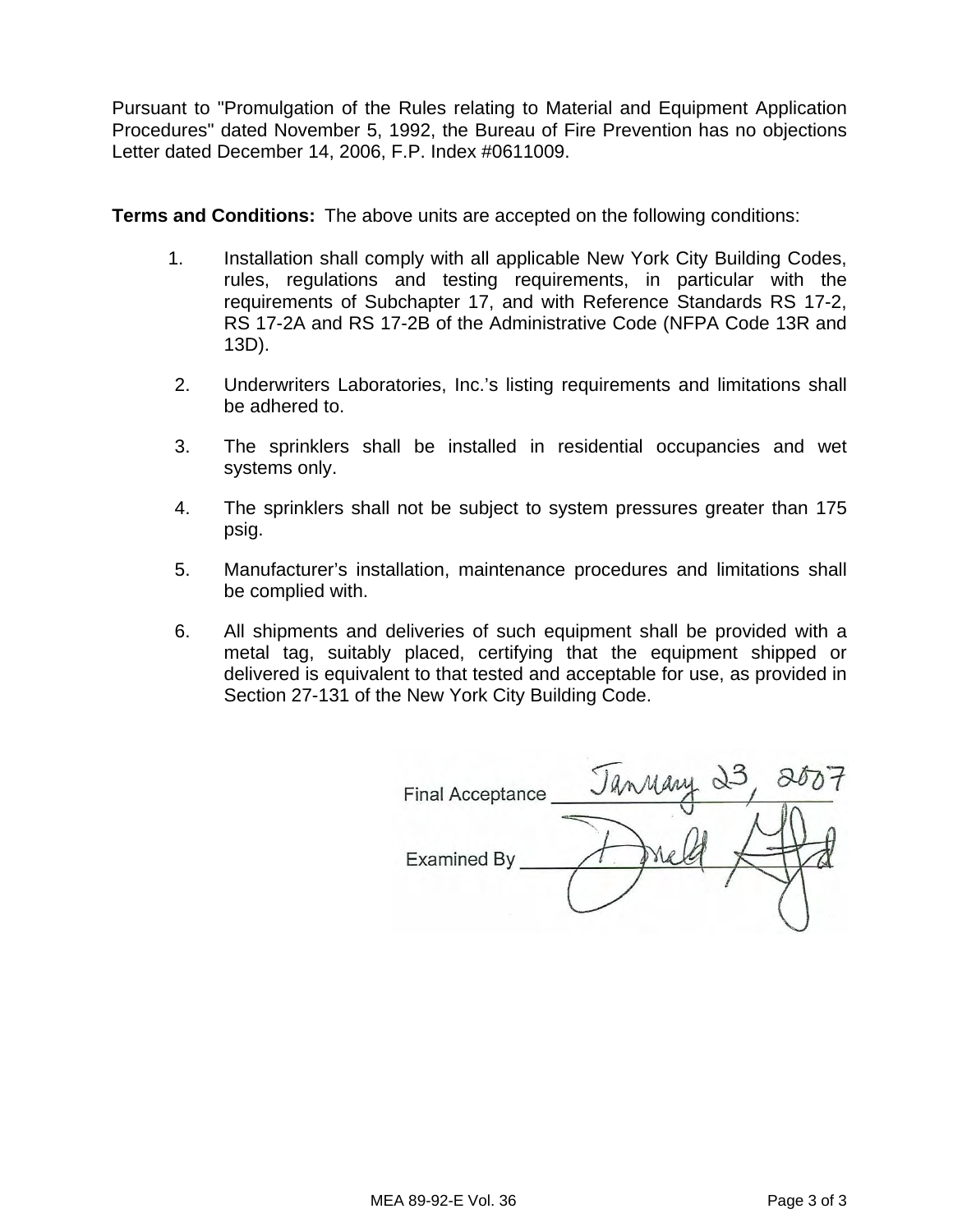Pursuant to "Promulgation of the Rules relating to Material and Equipment Application Procedures" dated November 5, 1992, the Bureau of Fire Prevention has no objections Letter dated December 14, 2006, F.P. Index #0611009.

**Terms and Conditions:** The above units are accepted on the following conditions:

1. Installation shall comply with all applicable New York City Building Codes, rules, regulations and testing requirements, in particular with the requirements of Subchapter 17, and with Reference Standards RS 17-2, RS 17-2A and RS 17-2B of the Administrative Code (NFPA Code 13R and 13D).
2. Underwriters Laboratories, Inc.'s listing requirements and limitations shall be adhered to.
3. The sprinklers shall be installed in residential occupancies and wet systems only.
4. The sprinklers shall not be subject to system pressures greater than 175 psig.
5. Manufacturer's installation, maintenance procedures and limitations shall be complied with.
6. All shipments and deliveries of such equipment shall be provided with a metal tag, suitably placed, certifying that the equipment shipped or delivered is equivalent to that tested and acceptable for use, as provided in Section 27-131 of the New York City Building Code.

Final Acceptance January 23, 2007

Examined By Donald Alford

MEA 89-92-E Vol. 36